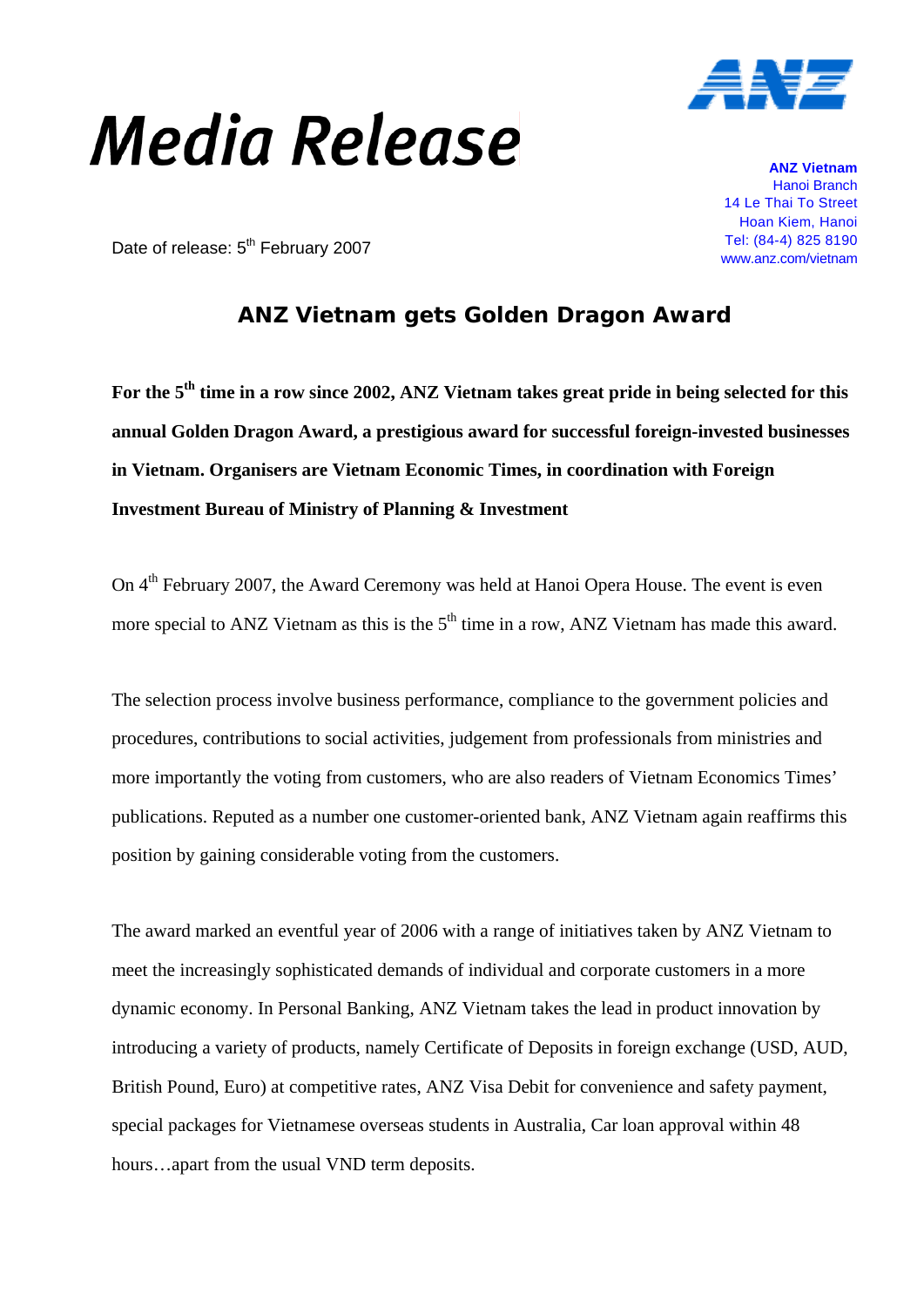# Media Release

**ANZ Vietnam**
Hanoi Branch
14 Le Thai To Street
Hoan Kiem, Hanoi
Tel: (84-4) 825 8190
www.anz.com/vietnam

Date of release: 5th February 2007

## ANZ Vietnam gets Golden Dragon Award

**For the 5th time in a row since 2002, ANZ Vietnam takes great pride in being selected for this annual Golden Dragon Award, a prestigious award for successful foreign-invested businesses in Vietnam. Organisers are Vietnam Economic Times, in coordination with Foreign Investment Bureau of Ministry of Planning & Investment**

On 4th February 2007, the Award Ceremony was held at Hanoi Opera House. The event is even more special to ANZ Vietnam as this is the 5th time in a row, ANZ Vietnam has made this award.

The selection process involve business performance, compliance to the government policies and procedures, contributions to social activities, judgement from professionals from ministries and more importantly the voting from customers, who are also readers of Vietnam Economics Times' publications. Reputed as a number one customer-oriented bank, ANZ Vietnam again reaffirms this position by gaining considerable voting from the customers.

The award marked an eventful year of 2006 with a range of initiatives taken by ANZ Vietnam to meet the increasingly sophisticated demands of individual and corporate customers in a more dynamic economy. In Personal Banking, ANZ Vietnam takes the lead in product innovation by introducing a variety of products, namely Certificate of Deposits in foreign exchange (USD, AUD, British Pound, Euro) at competitive rates, ANZ Visa Debit for convenience and safety payment, special packages for Vietnamese overseas students in Australia, Car loan approval within 48 hours…apart from the usual VND term deposits.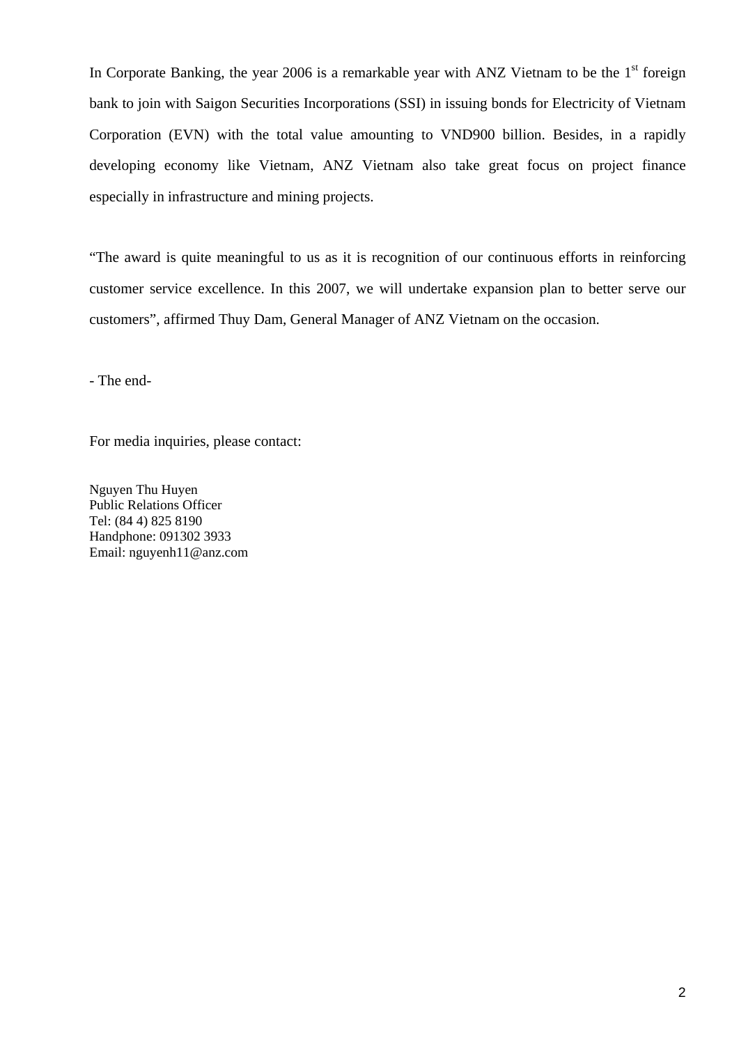In Corporate Banking, the year 2006 is a remarkable year with ANZ Vietnam to be the 1st foreign bank to join with Saigon Securities Incorporations (SSI) in issuing bonds for Electricity of Vietnam Corporation (EVN) with the total value amounting to VND900 billion. Besides, in a rapidly developing economy like Vietnam, ANZ Vietnam also take great focus on project finance especially in infrastructure and mining projects.

"The award is quite meaningful to us as it is recognition of our continuous efforts in reinforcing customer service excellence. In this 2007, we will undertake expansion plan to better serve our customers", affirmed Thuy Dam, General Manager of ANZ Vietnam on the occasion.

- The end-

For media inquiries, please contact:

Nguyen Thu Huyen  
Public Relations Officer  
Tel: (84 4) 825 8190  
Handphone: 091302 3933  
Email: nguyenh11@anz.com